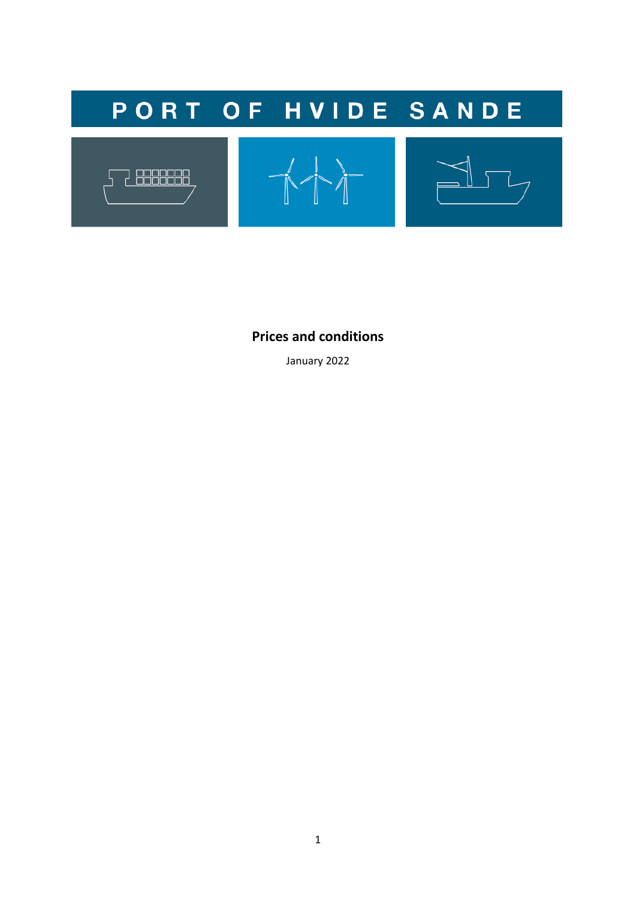# PORT OF HVIDE SANDE

**Prices and conditions**

January 2022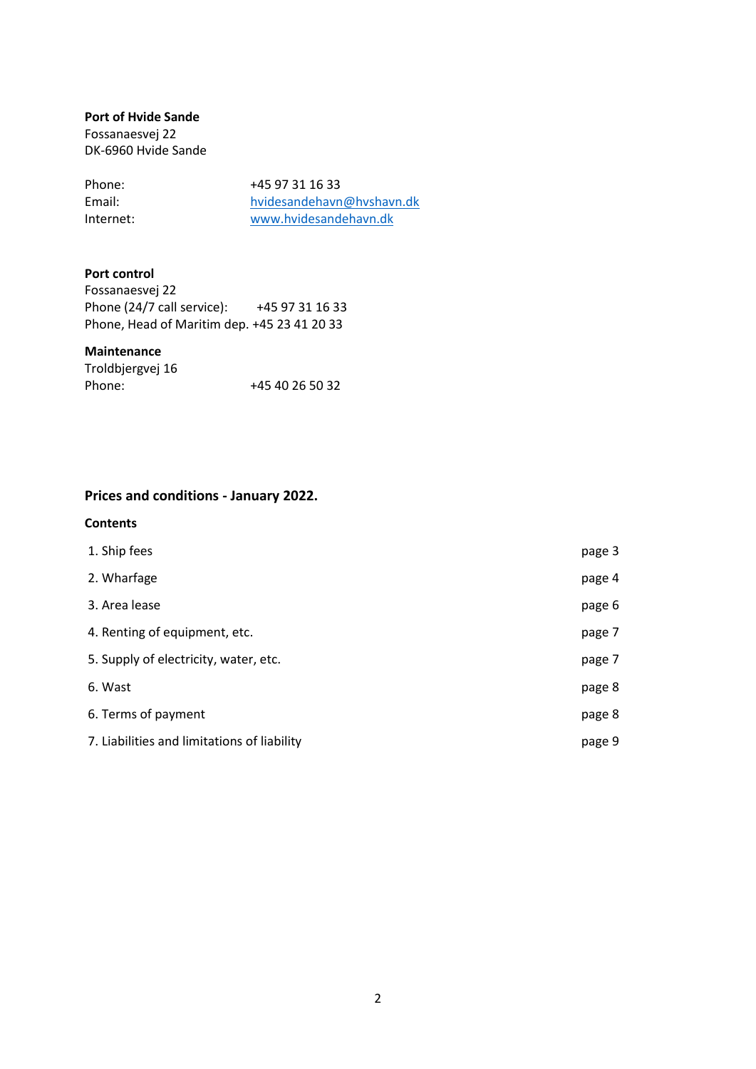**Port of Hvide Sande**
Fossanaesvej 22
DK-6960 Hvide Sande

| | |
|---|---|
| Phone: | +45 97 31 16 33 |
| Email: | hvidesandehavn@hvshavn.dk |
| Internet: | www.hvidesandehavn.dk |

**Port control**
Fossanaesvej 22
Phone (24/7 call service): +45 97 31 16 33
Phone, Head of Maritim dep. +45 23 41 20 33

**Maintenance**
Troldbjergvej 16
Phone: +45 40 26 50 32

## Prices and conditions - January 2022.

**Contents**

| | |
|---|---|
| 1. Ship fees | page 3 |
| 2. Wharfage | page 4 |
| 3. Area lease | page 6 |
| 4. Renting of equipment, etc. | page 7 |
| 5. Supply of electricity, water, etc. | page 7 |
| 6. Wast | page 8 |
| 6. Terms of payment | page 8 |
| 7. Liabilities and limitations of liability | page 9 |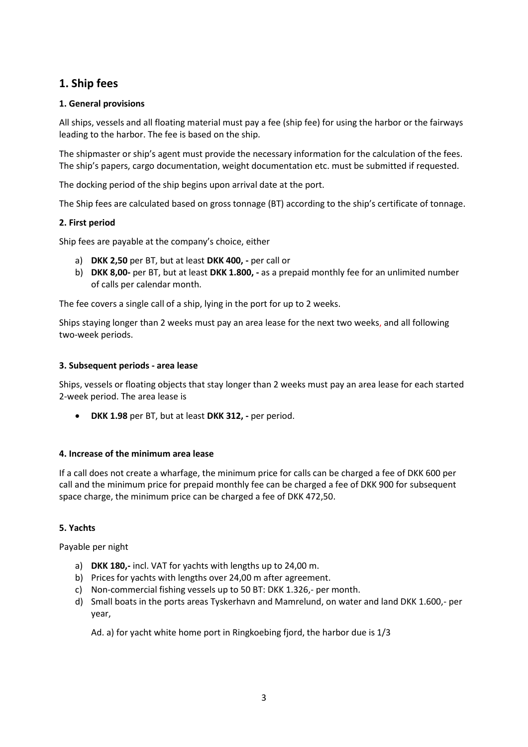## 1. Ship fees

### 1. General provisions

All ships, vessels and all floating material must pay a fee (ship fee) for using the harbor or the fairways leading to the harbor. The fee is based on the ship.

The shipmaster or ship's agent must provide the necessary information for the calculation of the fees. The ship's papers, cargo documentation, weight documentation etc. must be submitted if requested.

The docking period of the ship begins upon arrival date at the port.

The Ship fees are calculated based on gross tonnage (BT) according to the ship's certificate of tonnage.

### 2. First period

Ship fees are payable at the company's choice, either

a) **DKK 2,50** per BT, but at least **DKK 400, -** per call or
b) **DKK 8,00-** per BT, but at least **DKK 1.800, -** as a prepaid monthly fee for an unlimited number of calls per calendar month.

The fee covers a single call of a ship, lying in the port for up to 2 weeks.

Ships staying longer than 2 weeks must pay an area lease for the next two weeks, and all following two-week periods.

### 3. Subsequent periods - area lease

Ships, vessels or floating objects that stay longer than 2 weeks must pay an area lease for each started 2-week period. The area lease is

- **DKK 1.98** per BT, but at least **DKK 312, -** per period.

### 4. Increase of the minimum area lease

If a call does not create a wharfage, the minimum price for calls can be charged a fee of DKK 600 per call and the minimum price for prepaid monthly fee can be charged a fee of DKK 900 for subsequent space charge, the minimum price can be charged a fee of DKK 472,50.

### 5. Yachts

Payable per night

a) **DKK 180,-** incl. VAT for yachts with lengths up to 24,00 m.
b) Prices for yachts with lengths over 24,00 m after agreement.
c) Non-commercial fishing vessels up to 50 BT: DKK 1.326,- per month.
d) Small boats in the ports areas Tyskerhavn and Mamrelund, on water and land DKK 1.600,- per year,

Ad. a) for yacht white home port in Ringkoebing fjord, the harbor due is 1/3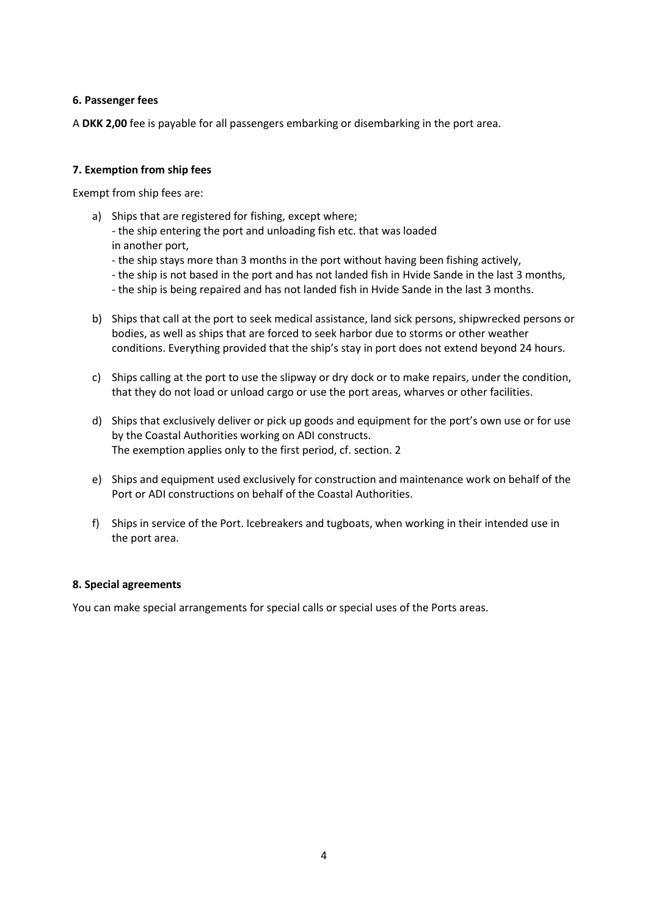### 6. Passenger fees

A **DKK 2,00** fee is payable for all passengers embarking or disembarking in the port area.

### 7. Exemption from ship fees

Exempt from ship fees are:

a) Ships that are registered for fishing, except where;
   - the ship entering the port and unloading fish etc. that was loaded in another port,
   - the ship stays more than 3 months in the port without having been fishing actively,
   - the ship is not based in the port and has not landed fish in Hvide Sande in the last 3 months,
   - the ship is being repaired and has not landed fish in Hvide Sande in the last 3 months.

b) Ships that call at the port to seek medical assistance, land sick persons, shipwrecked persons or bodies, as well as ships that are forced to seek harbor due to storms or other weather conditions. Everything provided that the ship's stay in port does not extend beyond 24 hours.

c) Ships calling at the port to use the slipway or dry dock or to make repairs, under the condition, that they do not load or unload cargo or use the port areas, wharves or other facilities.

d) Ships that exclusively deliver or pick up goods and equipment for the port's own use or for use by the Coastal Authorities working on ADI constructs.
   The exemption applies only to the first period, cf. section. 2

e) Ships and equipment used exclusively for construction and maintenance work on behalf of the Port or ADI constructions on behalf of the Coastal Authorities.

f) Ships in service of the Port. Icebreakers and tugboats, when working in their intended use in the port area.

### 8. Special agreements

You can make special arrangements for special calls or special uses of the Ports areas.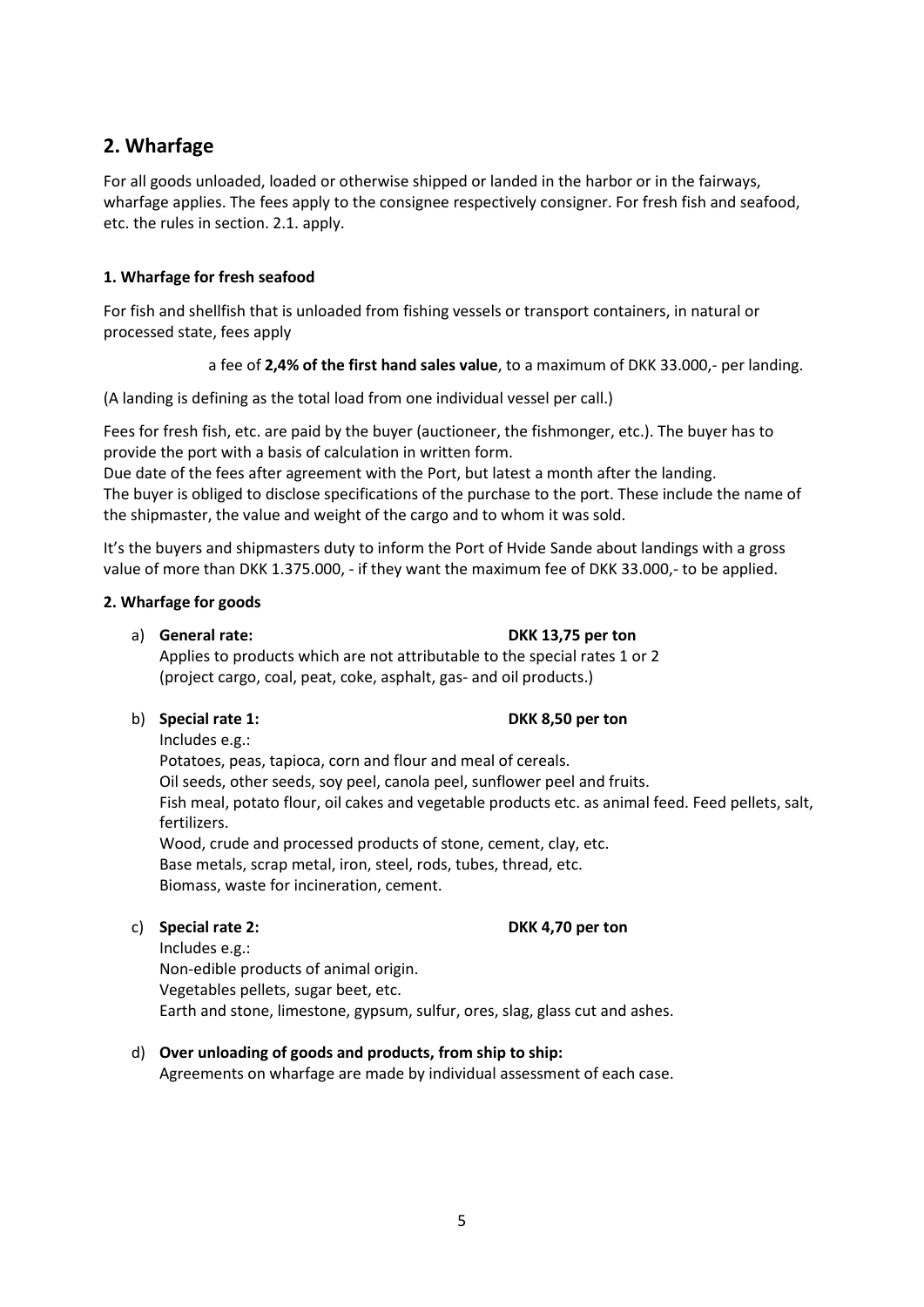## 2. Wharfage

For all goods unloaded, loaded or otherwise shipped or landed in the harbor or in the fairways, wharfage applies. The fees apply to the consignee respectively consigner. For fresh fish and seafood, etc. the rules in section. 2.1. apply.

### 1. Wharfage for fresh seafood

For fish and shellfish that is unloaded from fishing vessels or transport containers, in natural or processed state, fees apply

a fee of **2,4% of the first hand sales value**, to a maximum of DKK 33.000,- per landing.

(A landing is defining as the total load from one individual vessel per call.)

Fees for fresh fish, etc. are paid by the buyer (auctioneer, the fishmonger, etc.). The buyer has to provide the port with a basis of calculation in written form.
Due date of the fees after agreement with the Port, but latest a month after the landing.
The buyer is obliged to disclose specifications of the purchase to the port. These include the name of the shipmaster, the value and weight of the cargo and to whom it was sold.

It's the buyers and shipmasters duty to inform the Port of Hvide Sande about landings with a gross value of more than DKK 1.375.000, - if they want the maximum fee of DKK 33.000,- to be applied.

### 2. Wharfage for goods

a) **General rate:** **DKK 13,75 per ton**
Applies to products which are not attributable to the special rates 1 or 2 (project cargo, coal, peat, coke, asphalt, gas- and oil products.)

b) **Special rate 1:** **DKK 8,50 per ton**
Includes e.g.:
Potatoes, peas, tapioca, corn and flour and meal of cereals.
Oil seeds, other seeds, soy peel, canola peel, sunflower peel and fruits.
Fish meal, potato flour, oil cakes and vegetable products etc. as animal feed. Feed pellets, salt, fertilizers.
Wood, crude and processed products of stone, cement, clay, etc.
Base metals, scrap metal, iron, steel, rods, tubes, thread, etc.
Biomass, waste for incineration, cement.

c) **Special rate 2:** **DKK 4,70 per ton**
Includes e.g.:
Non-edible products of animal origin.
Vegetables pellets, sugar beet, etc.
Earth and stone, limestone, gypsum, sulfur, ores, slag, glass cut and ashes.

d) **Over unloading of goods and products, from ship to ship:**
Agreements on wharfage are made by individual assessment of each case.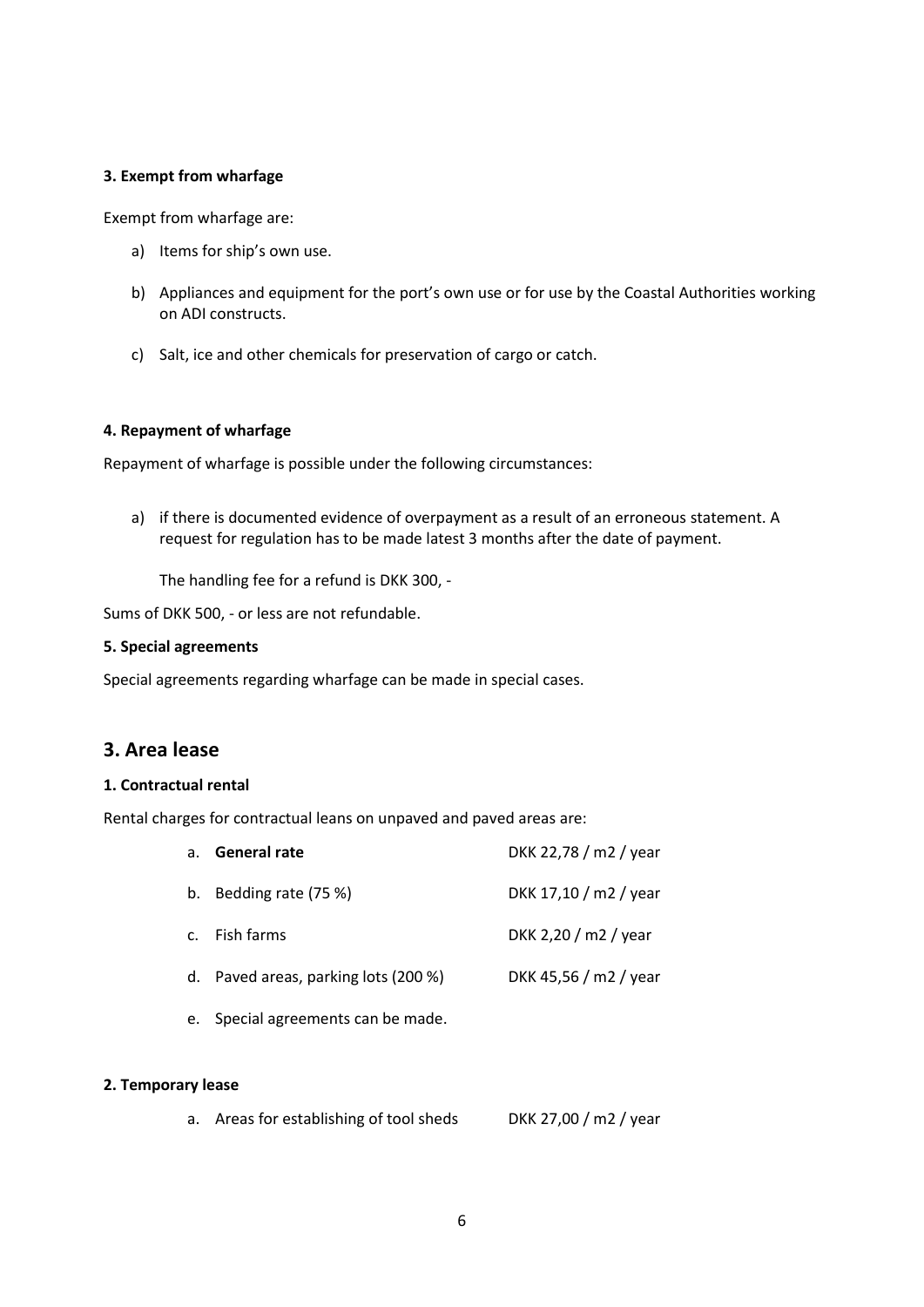#### 3. Exempt from wharfage

Exempt from wharfage are:

a) Items for ship's own use.

b) Appliances and equipment for the port's own use or for use by the Coastal Authorities working on ADI constructs.

c) Salt, ice and other chemicals for preservation of cargo or catch.

#### 4. Repayment of wharfage

Repayment of wharfage is possible under the following circumstances:

a) if there is documented evidence of overpayment as a result of an erroneous statement. A request for regulation has to be made latest 3 months after the date of payment.

   The handling fee for a refund is DKK 300, -

Sums of DKK 500, - or less are not refundable.

#### 5. Special agreements

Special agreements regarding wharfage can be made in special cases.

## 3. Area lease

#### 1. Contractual rental

Rental charges for contractual leans on unpaved and paved areas are:

| | | |
|---|---|---|
| a. | **General rate** | DKK 22,78 / m2 / year |
| b. | Bedding rate (75 %) | DKK 17,10 / m2 / year |
| c. | Fish farms | DKK 2,20 / m2 / year |
| d. | Paved areas, parking lots (200 %) | DKK 45,56 / m2 / year |
| e. | Special agreements can be made. | |

#### 2. Temporary lease

| | | |
|---|---|---|
| a. | Areas for establishing of tool sheds | DKK 27,00 / m2 / year |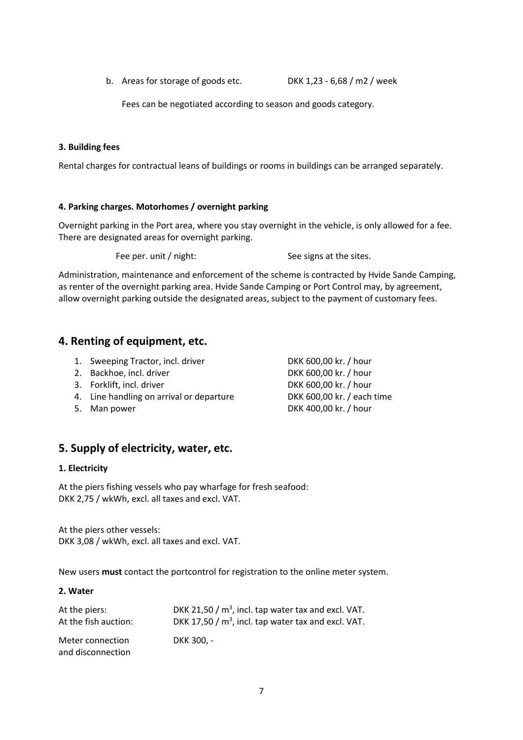b. Areas for storage of goods etc. DKK 1,23 - 6,68 / m2 / week

Fees can be negotiated according to season and goods category.

#### 3. Building fees

Rental charges for contractual leans of buildings or rooms in buildings can be arranged separately.

#### 4. Parking charges. Motorhomes / overnight parking

Overnight parking in the Port area, where you stay overnight in the vehicle, is only allowed for a fee. There are designated areas for overnight parking.

Fee per. unit / night: See signs at the sites.

Administration, maintenance and enforcement of the scheme is contracted by Hvide Sande Camping, as renter of the overnight parking area. Hvide Sande Camping or Port Control may, by agreement, allow overnight parking outside the designated areas, subject to the payment of customary fees.

## 4. Renting of equipment, etc.

1. Sweeping Tractor, incl. driver — DKK 600,00 kr. / hour
2. Backhoe, incl. driver — DKK 600,00 kr. / hour
3. Forklift, incl. driver — DKK 600,00 kr. / hour
4. Line handling on arrival or departure — DKK 600,00 kr. / each time
5. Man power — DKK 400,00 kr. / hour

## 5. Supply of electricity, water, etc.

#### 1. Electricity

At the piers fishing vessels who pay wharfage for fresh seafood:
DKK 2,75 / wkWh, excl. all taxes and excl. VAT.

At the piers other vessels:
DKK 3,08 / wkWh, excl. all taxes and excl. VAT.

New users **must** contact the portcontrol for registration to the online meter system.

#### 2. Water

| | |
|---|---|
| At the piers: | DKK 21,50 / $m^3$, incl. tap water tax and excl. VAT. |
| At the fish auction: | DKK 17,50 / $m^3$, incl. tap water tax and excl. VAT. |
| Meter connection and disconnection | DKK 300, - |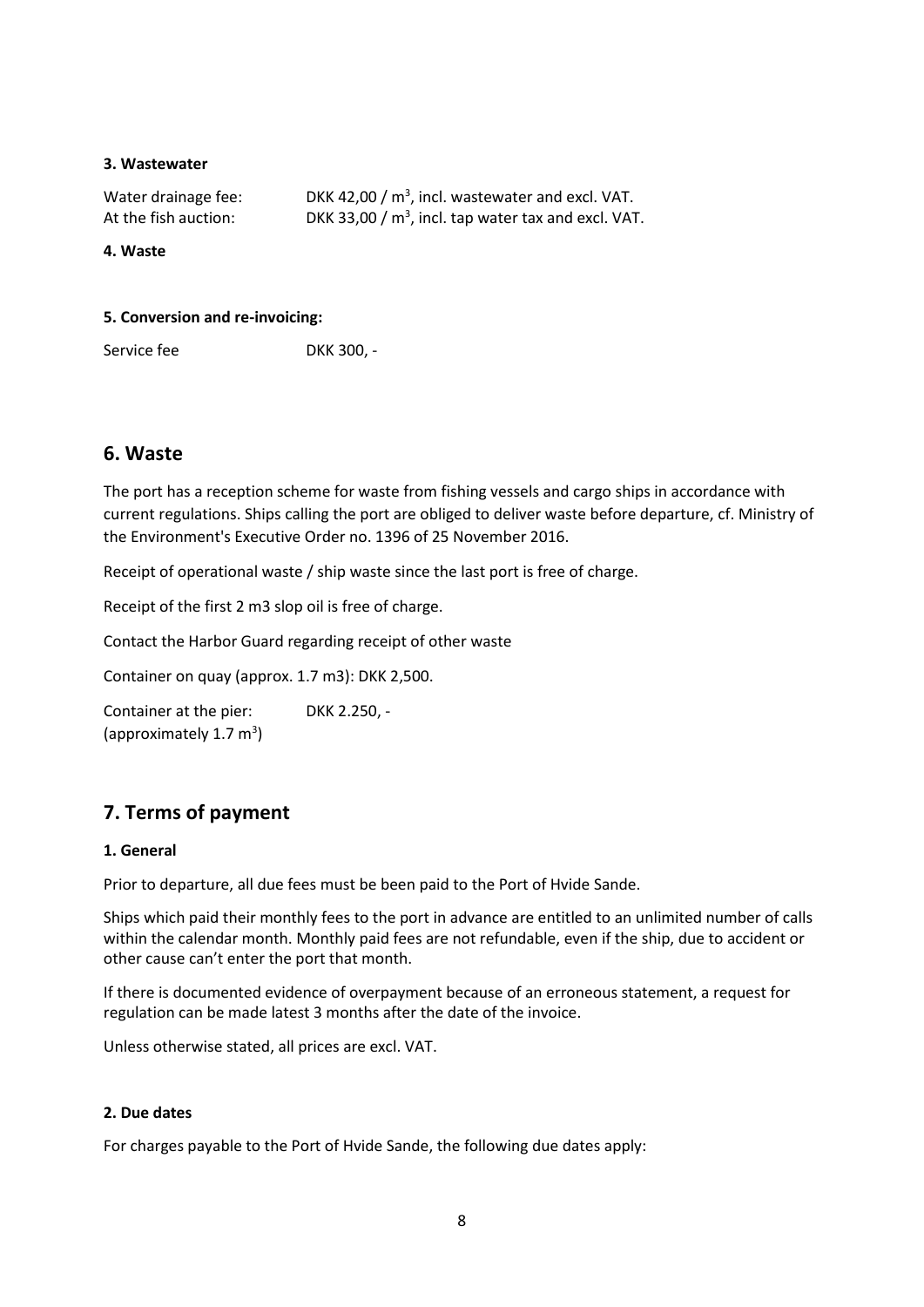#### 3. Wastewater

Water drainage fee: DKK 42,00 / $m^3$, incl. wastewater and excl. VAT.
At the fish auction: DKK 33,00 / $m^3$, incl. tap water tax and excl. VAT.

#### 4. Waste

#### 5. Conversion and re-invoicing:

Service fee DKK 300, -

## 6. Waste

The port has a reception scheme for waste from fishing vessels and cargo ships in accordance with current regulations. Ships calling the port are obliged to deliver waste before departure, cf. Ministry of the Environment's Executive Order no. 1396 of 25 November 2016.

Receipt of operational waste / ship waste since the last port is free of charge.

Receipt of the first 2 m3 slop oil is free of charge.

Contact the Harbor Guard regarding receipt of other waste

Container on quay (approx. 1.7 m3): DKK 2,500.

Container at the pier: DKK 2.250, -
(approximately 1.7 $m^3$)

## 7. Terms of payment

#### 1. General

Prior to departure, all due fees must be been paid to the Port of Hvide Sande.

Ships which paid their monthly fees to the port in advance are entitled to an unlimited number of calls within the calendar month. Monthly paid fees are not refundable, even if the ship, due to accident or other cause can't enter the port that month.

If there is documented evidence of overpayment because of an erroneous statement, a request for regulation can be made latest 3 months after the date of the invoice.

Unless otherwise stated, all prices are excl. VAT.

#### 2. Due dates

For charges payable to the Port of Hvide Sande, the following due dates apply: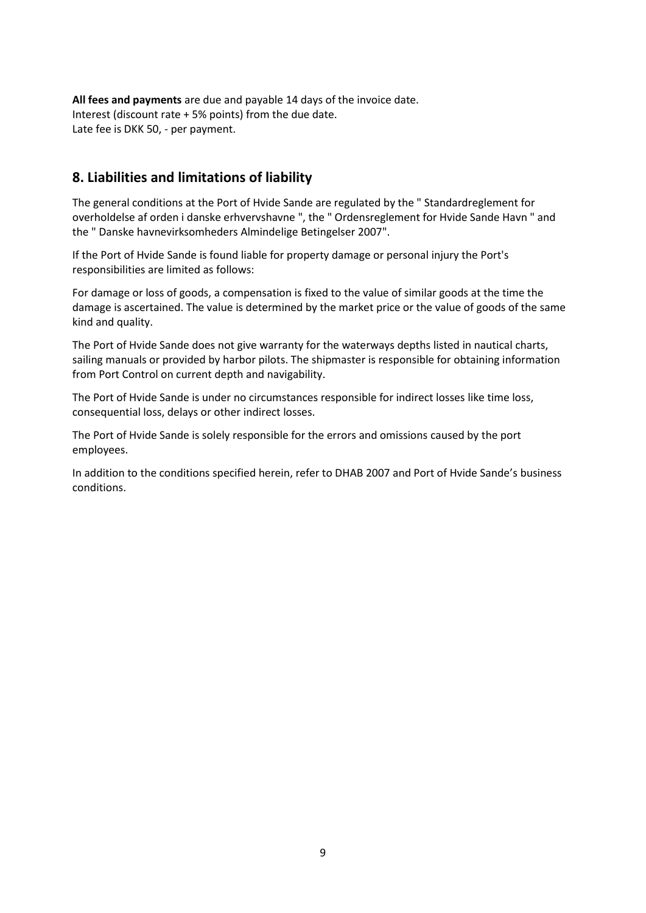**All fees and payments** are due and payable 14 days of the invoice date.
Interest (discount rate + 5% points) from the due date.
Late fee is DKK 50, - per payment.

## 8. Liabilities and limitations of liability

The general conditions at the Port of Hvide Sande are regulated by the " Standardreglement for overholdelse af orden i danske erhvervshavne ", the " Ordensreglement for Hvide Sande Havn " and the " Danske havnevirksomheders Almindelige Betingelser 2007".

If the Port of Hvide Sande is found liable for property damage or personal injury the Port's responsibilities are limited as follows:

For damage or loss of goods, a compensation is fixed to the value of similar goods at the time the damage is ascertained. The value is determined by the market price or the value of goods of the same kind and quality.

The Port of Hvide Sande does not give warranty for the waterways depths listed in nautical charts, sailing manuals or provided by harbor pilots. The shipmaster is responsible for obtaining information from Port Control on current depth and navigability.

The Port of Hvide Sande is under no circumstances responsible for indirect losses like time loss, consequential loss, delays or other indirect losses.

The Port of Hvide Sande is solely responsible for the errors and omissions caused by the port employees.

In addition to the conditions specified herein, refer to DHAB 2007 and Port of Hvide Sande's business conditions.